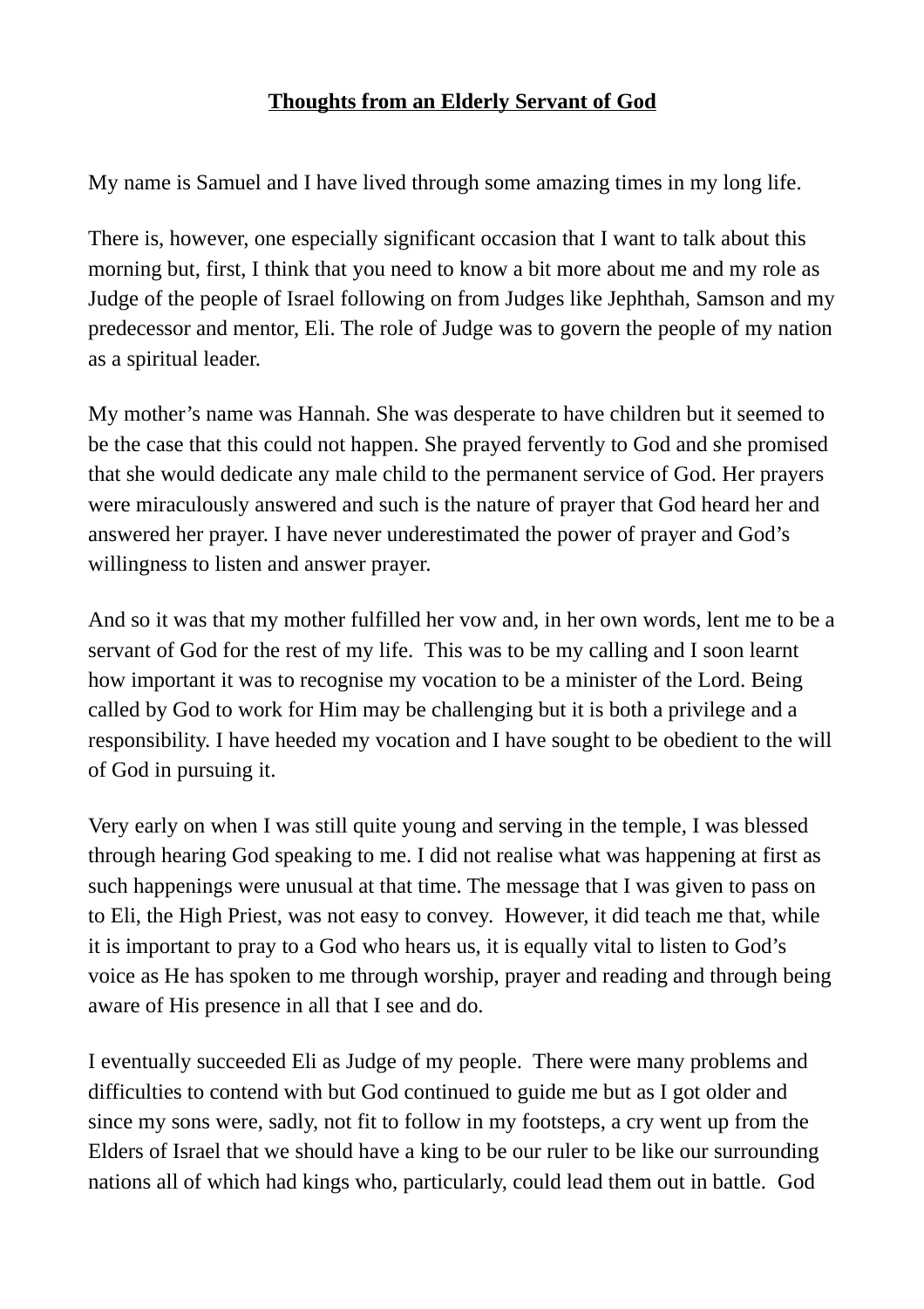**<u>Thoughts from an Elderly Servant of God</u>**

My name is Samuel and I have lived through some amazing times in my long life.

There is, however, one especially significant occasion that I want to talk about this morning but, first, I think that you need to know a bit more about me and my role as Judge of the people of Israel following on from Judges like Jephthah, Samson and my predecessor and mentor, Eli. The role of Judge was to govern the people of my nation as a spiritual leader.

My mother's name was Hannah. She was desperate to have children but it seemed to be the case that this could not happen. She prayed fervently to God and she promised that she would dedicate any male child to the permanent service of God. Her prayers were miraculously answered and such is the nature of prayer that God heard her and answered her prayer. I have never underestimated the power of prayer and God's willingness to listen and answer prayer.

And so it was that my mother fulfilled her vow and, in her own words, lent me to be a servant of God for the rest of my life. This was to be my calling and I soon learnt how important it was to recognise my vocation to be a minister of the Lord. Being called by God to work for Him may be challenging but it is both a privilege and a responsibility. I have heeded my vocation and I have sought to be obedient to the will of God in pursuing it.

Very early on when I was still quite young and serving in the temple, I was blessed through hearing God speaking to me. I did not realise what was happening at first as such happenings were unusual at that time. The message that I was given to pass on to Eli, the High Priest, was not easy to convey. However, it did teach me that, while it is important to pray to a God who hears us, it is equally vital to listen to God's voice as He has spoken to me through worship, prayer and reading and through being aware of His presence in all that I see and do.

I eventually succeeded Eli as Judge of my people. There were many problems and difficulties to contend with but God continued to guide me but as I got older and since my sons were, sadly, not fit to follow in my footsteps, a cry went up from the Elders of Israel that we should have a king to be our ruler to be like our surrounding nations all of which had kings who, particularly, could lead them out in battle. God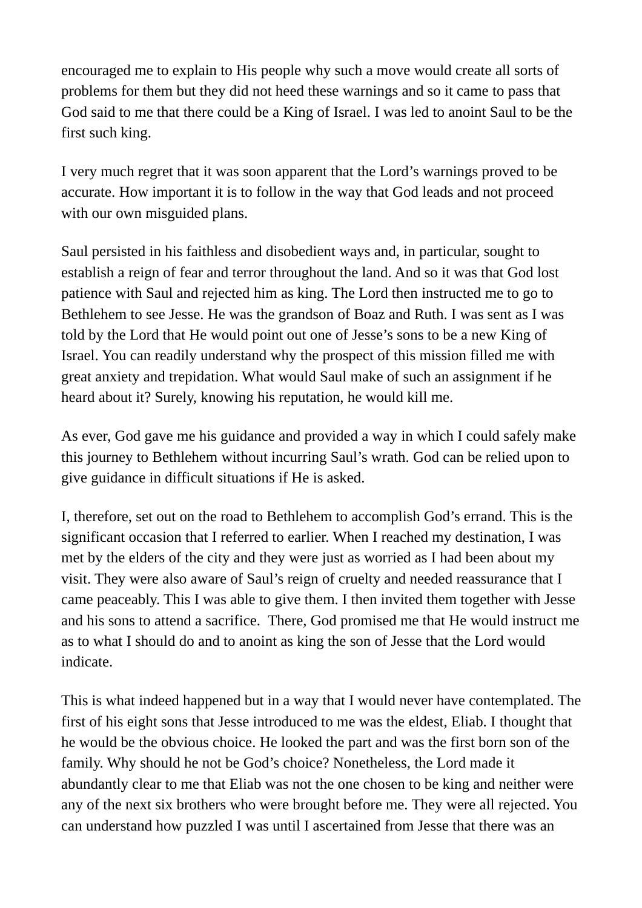encouraged me to explain to His people why such a move would create all sorts of problems for them but they did not heed these warnings and so it came to pass that God said to me that there could be a King of Israel. I was led to anoint Saul to be the first such king.

I very much regret that it was soon apparent that the Lord's warnings proved to be accurate. How important it is to follow in the way that God leads and not proceed with our own misguided plans.

Saul persisted in his faithless and disobedient ways and, in particular, sought to establish a reign of fear and terror throughout the land. And so it was that God lost patience with Saul and rejected him as king. The Lord then instructed me to go to Bethlehem to see Jesse. He was the grandson of Boaz and Ruth. I was sent as I was told by the Lord that He would point out one of Jesse's sons to be a new King of Israel. You can readily understand why the prospect of this mission filled me with great anxiety and trepidation. What would Saul make of such an assignment if he heard about it? Surely, knowing his reputation, he would kill me.

As ever, God gave me his guidance and provided a way in which I could safely make this journey to Bethlehem without incurring Saul's wrath. God can be relied upon to give guidance in difficult situations if He is asked.

I, therefore, set out on the road to Bethlehem to accomplish God's errand. This is the significant occasion that I referred to earlier. When I reached my destination, I was met by the elders of the city and they were just as worried as I had been about my visit. They were also aware of Saul's reign of cruelty and needed reassurance that I came peaceably. This I was able to give them. I then invited them together with Jesse and his sons to attend a sacrifice. There, God promised me that He would instruct me as to what I should do and to anoint as king the son of Jesse that the Lord would indicate.

This is what indeed happened but in a way that I would never have contemplated. The first of his eight sons that Jesse introduced to me was the eldest, Eliab. I thought that he would be the obvious choice. He looked the part and was the first born son of the family. Why should he not be God's choice? Nonetheless, the Lord made it abundantly clear to me that Eliab was not the one chosen to be king and neither were any of the next six brothers who were brought before me. They were all rejected. You can understand how puzzled I was until I ascertained from Jesse that there was an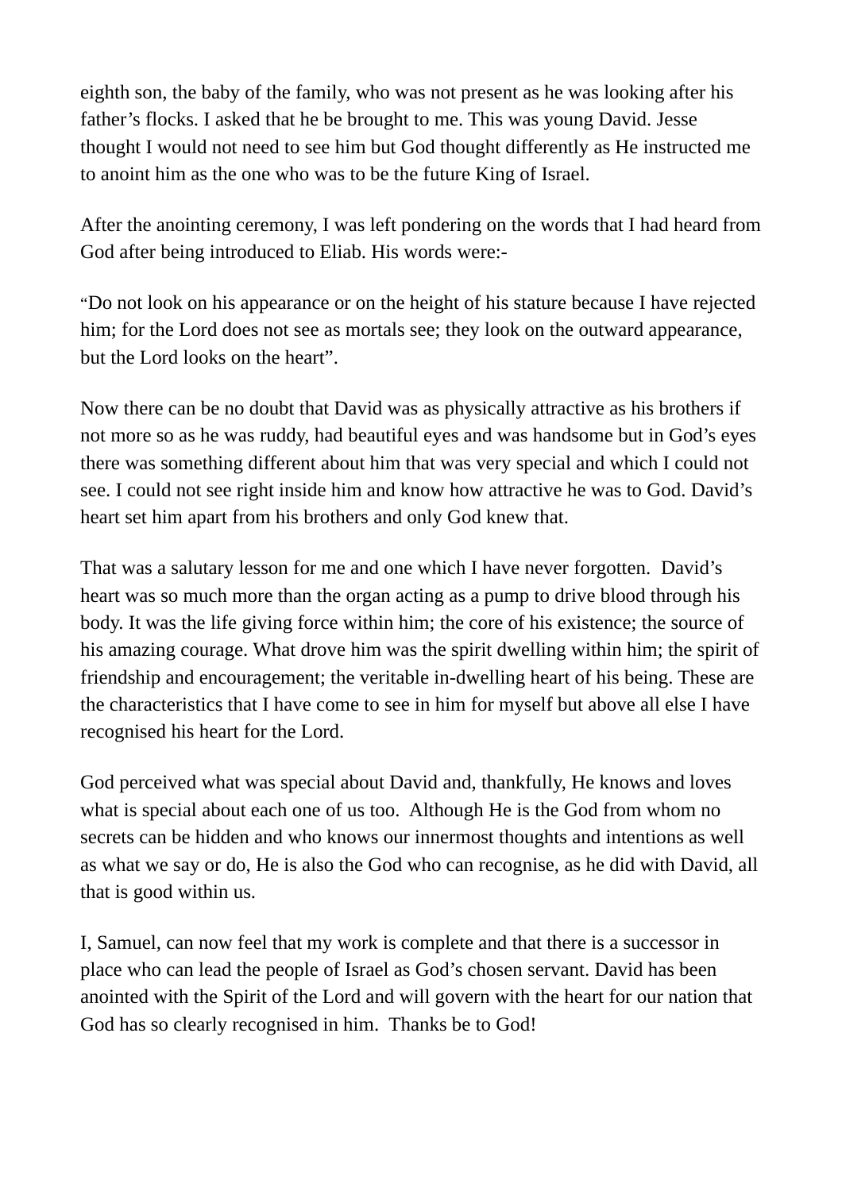eighth son, the baby of the family, who was not present as he was looking after his father's flocks. I asked that he be brought to me. This was young David. Jesse thought I would not need to see him but God thought differently as He instructed me to anoint him as the one who was to be the future King of Israel.

After the anointing ceremony, I was left pondering on the words that I had heard from God after being introduced to Eliab. His words were:-

"Do not look on his appearance or on the height of his stature because I have rejected him; for the Lord does not see as mortals see; they look on the outward appearance, but the Lord looks on the heart".

Now there can be no doubt that David was as physically attractive as his brothers if not more so as he was ruddy, had beautiful eyes and was handsome but in God's eyes there was something different about him that was very special and which I could not see. I could not see right inside him and know how attractive he was to God. David's heart set him apart from his brothers and only God knew that.

That was a salutary lesson for me and one which I have never forgotten. David's heart was so much more than the organ acting as a pump to drive blood through his body. It was the life giving force within him; the core of his existence; the source of his amazing courage. What drove him was the spirit dwelling within him; the spirit of friendship and encouragement; the veritable in-dwelling heart of his being. These are the characteristics that I have come to see in him for myself but above all else I have recognised his heart for the Lord.

God perceived what was special about David and, thankfully, He knows and loves what is special about each one of us too. Although He is the God from whom no secrets can be hidden and who knows our innermost thoughts and intentions as well as what we say or do, He is also the God who can recognise, as he did with David, all that is good within us.

I, Samuel, can now feel that my work is complete and that there is a successor in place who can lead the people of Israel as God's chosen servant. David has been anointed with the Spirit of the Lord and will govern with the heart for our nation that God has so clearly recognised in him. Thanks be to God!